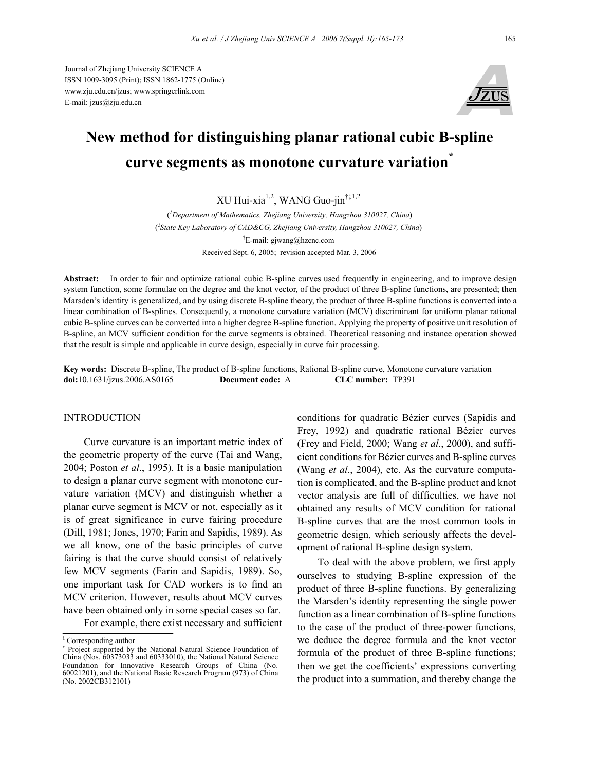Journal of Zhejiang University SCIENCE A
ISSN 1009-3095 (Print); ISSN 1862-1775 (Online)
www.zju.edu.cn/jzus; www.springerlink.com
E-mail: jzus@zju.edu.cn

# New method for distinguishing planar rational cubic B-spline curve segments as monotone curvature variation*

XU Hui-xia[1,2], WANG Guo-jin[†‡1,2]

([1]Department of Mathematics, Zhejiang University, Hangzhou 310027, China)
([2]State Key Laboratory of CAD&CG, Zhejiang University, Hangzhou 310027, China)
[†]E-mail: gjwang@hzcnc.com
Received Sept. 6, 2005; revision accepted Mar. 3, 2006

**Abstract:** In order to fair and optimize rational cubic B-spline curves used frequently in engineering, and to improve design system function, some formulae on the degree and the knot vector, of the product of three B-spline functions, are presented; then Marsden's identity is generalized, and by using discrete B-spline theory, the product of three B-spline functions is converted into a linear combination of B-splines. Consequently, a monotone curvature variation (MCV) discriminant for uniform planar rational cubic B-spline curves can be converted into a higher degree B-spline function. Applying the property of positive unit resolution of B-spline, an MCV sufficient condition for the curve segments is obtained. Theoretical reasoning and instance operation showed that the result is simple and applicable in curve design, especially in curve fair processing.

**Key words:** Discrete B-spline, The product of B-spline functions, Rational B-spline curve, Monotone curvature variation
**doi:**10.1631/jzus.2006.AS0165 **Document code:** A **CLC number:** TP391

## INTRODUCTION

Curve curvature is an important metric index of the geometric property of the curve (Tai and Wang, 2004; Poston *et al*., 1995). It is a basic manipulation to design a planar curve segment with monotone curvature variation (MCV) and distinguish whether a planar curve segment is MCV or not, especially as it is of great significance in curve fairing procedure (Dill, 1981; Jones, 1970; Farin and Sapidis, 1989). As we all know, one of the basic principles of curve fairing is that the curve should consist of relatively few MCV segments (Farin and Sapidis, 1989). So, one important task for CAD workers is to find an MCV criterion. However, results about MCV curves have been obtained only in some special cases so far.

For example, there exist necessary and sufficient conditions for quadratic Bézier curves (Sapidis and Frey, 1992) and quadratic rational Bézier curves (Frey and Field, 2000; Wang *et al*., 2000), and sufficient conditions for Bézier curves and B-spline curves (Wang *et al*., 2004), etc. As the curvature computation is complicated, and the B-spline product and knot vector analysis are full of difficulties, we have not obtained any results of MCV condition for rational B-spline curves that are the most common tools in geometric design, which seriously affects the development of rational B-spline design system.

To deal with the above problem, we first apply ourselves to studying B-spline expression of the product of three B-spline functions. By generalizing the Marsden's identity representing the single power function as a linear combination of B-spline functions to the case of the product of three-power functions, we deduce the degree formula and the knot vector formula of the product of three B-spline functions; then we get the coefficients' expressions converting the product into a summation, and thereby change the

‡ Corresponding author
\* Project supported by the National Natural Science Foundation of China (Nos. 60373033 and 60333010), the National Natural Science Foundation for Innovative Research Groups of China (No. 60021201), and the National Basic Research Program (973) of China (No. 2002CB312101)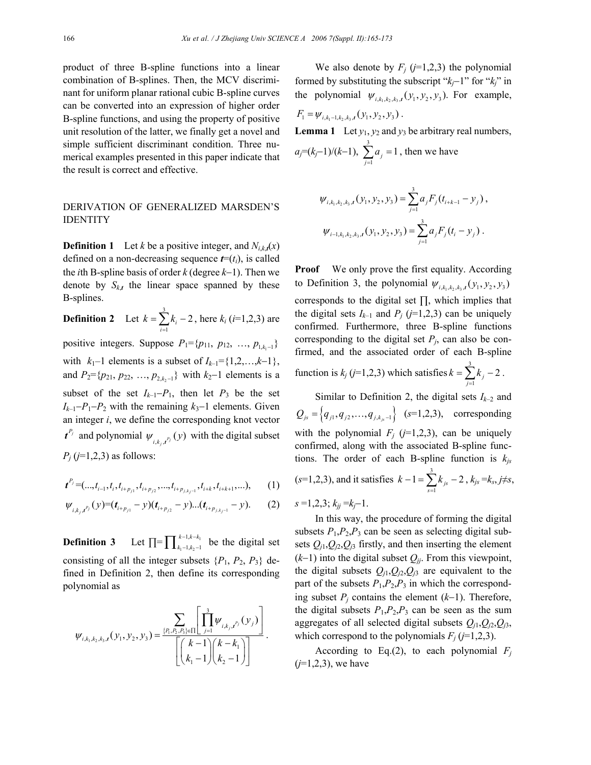product of three B-spline functions into a linear combination of B-splines. Then, the MCV discriminant for uniform planar rational cubic B-spline curves can be converted into an expression of higher order B-spline functions, and using the property of positive unit resolution of the latter, we finally get a novel and simple sufficient discriminant condition. Three numerical examples presented in this paper indicate that the result is correct and effective.

## DERIVATION OF GENERALIZED MARSDEN'S IDENTITY

**Definition 1** Let $k$ be a positive integer, and $N_{i,k,\boldsymbol{t}}(x)$ defined on a non-decreasing sequence $\boldsymbol{t}=(t_i)$, is called the $i$th B-spline basis of order $k$ (degree $k-1$). Then we denote by $S_{k,\boldsymbol{t}}$ the linear space spanned by these B-splines.

**Definition 2** Let $k=\sum_{i=1}^{3}k_i-2$, here $k_i$ ($i$=1,2,3) are positive integers. Suppose $P_1=\{p_{11}, p_{12}, \ldots, p_{1,k_1-1}\}$ with $k_1-1$ elements is a subset of $I_{k-1}=\{1,2,\ldots,k-1\}$, and $P_2=\{p_{21}, p_{22}, \ldots, p_{2,k_2-1}\}$ with $k_2-1$ elements is a subset of the set $I_{k-1}-P_1$, then let $P_3$ be the set $I_{k-1}-P_1-P_2$ with the remaining $k_3-1$ elements. Given an integer $i$, we define the corresponding knot vector $\boldsymbol{t}^{P_j}$ and polynomial $\psi_{i,k_j,\boldsymbol{t}^{P_j}}(y)$ with the digital subset $P_j$ ($j$=1,2,3) as follows:

$$\boldsymbol{t}^{P_j}=(\ldots,t_{i-1},t_i,t_{i+p_{j1}},t_{i+p_{j2}},\ldots,t_{i+p_{j,k_j-1}},t_{i+k},t_{i+k+1},\ldots), \tag{1}$$

$$\psi_{i,k_j,\boldsymbol{t}^{P_j}}(y)=(\boldsymbol{t}_{i+p_{j1}}-y)(\boldsymbol{t}_{i+p_{j2}}-y)\ldots(\boldsymbol{t}_{i+p_{j,k_j-1}}-y). \tag{2}$$

**Definition 3** Let $\prod=\prod_{k_1-1,k_2-1}^{k-1,k-k_1}$ be the digital set consisting of all the integer subsets $\{P_1, P_2, P_3\}$ defined in Definition 2, then define its corresponding polynomial as

$$\psi_{i,k_1,k_2,k_3,\boldsymbol{t}}(y_1,y_2,y_3)=\frac{\sum_{\{P_1,P_2,P_3\}\in\prod}\left[\prod_{j=1}^{3}\psi_{i,k_j,\boldsymbol{t}^{P_j}}(y_j)\right]}{\left[\binom{k-1}{k_1-1}\binom{k-k_1}{k_2-1}\right]}.$$

We also denote by $F_j$ ($j$=1,2,3) the polynomial formed by substituting the subscript "$k_j-1$" for "$k_j$" in the polynomial $\psi_{i,k_1,k_2,k_3,\boldsymbol{t}}(y_1,y_2,y_3)$. For example, $F_1=\psi_{i,k_1-1,k_2,k_3,\boldsymbol{t}}(y_1,y_2,y_3)$.

**Lemma 1** Let $y_1$, $y_2$ and $y_3$ be arbitrary real numbers, $a_j=(k_j-1)/(k-1)$, $\sum_{j=1}^{3}a_j=1$, then we have

$$\psi_{i,k_1,k_2,k_3,\boldsymbol{t}}(y_1,y_2,y_3)=\sum_{j=1}^{3}a_jF_j(t_{i+k-1}-y_j),$$

$$\psi_{i-1,k_1,k_2,k_3,\boldsymbol{t}}(y_1,y_2,y_3)=\sum_{j=1}^{3}a_jF_j(t_i-y_j).$$

**Proof** We only prove the first equality. According to Definition 3, the polynomial $\psi_{i,k_1,k_2,k_3,\boldsymbol{t}}(y_1,y_2,y_3)$ corresponds to the digital set $\prod$, which implies that the digital sets $I_{k-1}$ and $P_j$ ($j$=1,2,3) can be uniquely confirmed. Furthermore, three B-spline functions corresponding to the digital set $P_j$, can also be confirmed, and the associated order of each B-spline function is $k_j$ ($j$=1,2,3) which satisfies $k=\sum_{j=1}^{3}k_j-2$.

Similar to Definition 2, the digital sets $I_{k-2}$ and $Q_{js}=\{q_{j1},q_{j2},\ldots,q_{j,k_{js}-1}\}$ ($s$=1,2,3), corresponding with the polynomial $F_j$ ($j$=1,2,3), can be uniquely confirmed, along with the associated B-spline functions. The order of each B-spline function is $k_{js}$ ($s$=1,2,3), and it satisfies $k-1=\sum_{s=1}^{3}k_{js}-2$, $k_{js}=k_s$, $j\neq s$, $s$=1,2,3; $k_{jj}=k_j-1$.

In this way, the procedure of forming the digital subsets $P_1$,$P_2$,$P_3$ can be seen as selecting digital subsets $Q_{j1}$,$Q_{j2}$,$Q_{j3}$ firstly, and then inserting the element $(k-1)$ into the digital subset $Q_{jj}$. From this viewpoint, the digital subsets $Q_{j1}$,$Q_{j2}$,$Q_{j3}$ are equivalent to the part of the subsets $P_1$,$P_2$,$P_3$ in which the corresponding subset $P_j$ contains the element $(k-1)$. Therefore, the digital subsets $P_1$,$P_2$,$P_3$ can be seen as the sum aggregates of all selected digital subsets $Q_{j1}$,$Q_{j2}$,$Q_{j3}$, which correspond to the polynomials $F_j$ ($j$=1,2,3).

According to Eq.(2), to each polynomial $F_j$ ($j$=1,2,3), we have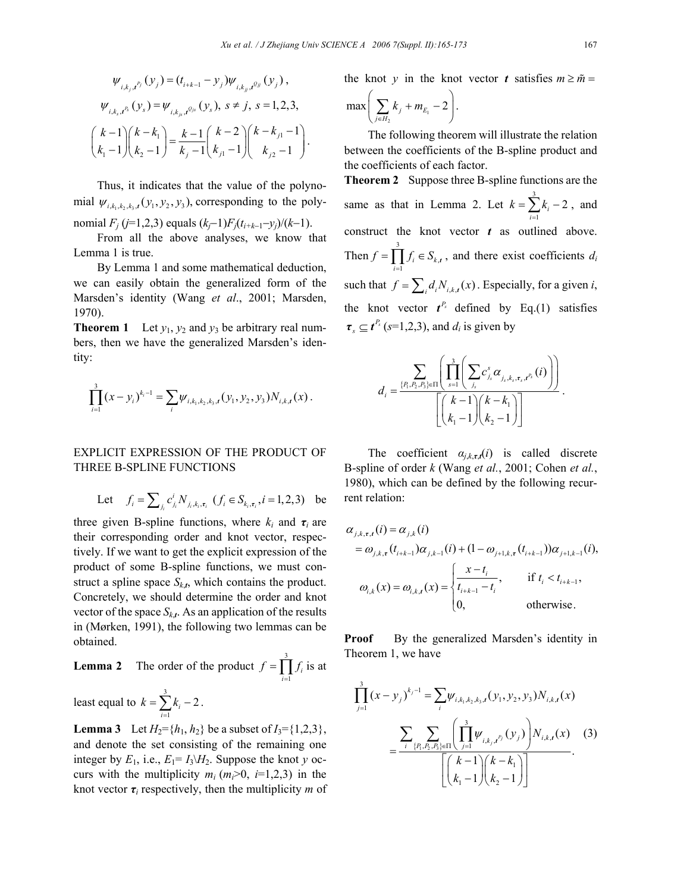$$\psi_{i,k_j,\boldsymbol{t}^{P_j}}(y_j) = (t_{i+k-1} - y_j)\psi_{i,k_{jj},\boldsymbol{t}^{Q_{jj}}}(y_j),$$

$$\psi_{i,k_s,\boldsymbol{t}^{P_s}}(y_s) = \psi_{i,k_{js},\boldsymbol{t}^{Q_{js}}}(y_s),\ s \neq j,\ s = 1,2,3,$$

$$\binom{k-1}{k_1-1}\binom{k-k_1}{k_2-1} = \frac{k-1}{k_j-1}\binom{k-2}{k_{j1}-1}\binom{k-k_{j1}-1}{k_{j2}-1}.$$

Thus, it indicates that the value of the polynomial $\psi_{i,k_1,k_2,k_3,t}(y_1, y_2, y_3)$, corresponding to the polynomial $F_j$ ($j$=1,2,3) equals $(k_j-1)F_j(t_{i+k-1}-y_j)/(k-1)$.

From all the above analyses, we know that Lemma 1 is true.

By Lemma 1 and some mathematical deduction, we can easily obtain the generalized form of the Marsden's identity (Wang *et al*., 2001; Marsden, 1970).

**Theorem 1** Let $y_1$, $y_2$ and $y_3$ be arbitrary real numbers, then we have the generalized Marsden's identity:

$$\prod_{i=1}^{3}(x-y_i)^{k_i-1} = \sum_i \psi_{i,k_1,k_2,k_3,\boldsymbol{t}}(y_1,y_2,y_3)N_{i,k,\boldsymbol{t}}(x).$$

## EXPLICIT EXPRESSION OF THE PRODUCT OF THREE B-SPLINE FUNCTIONS

Let $f_i = \sum_{j_i} c_{j_i}^i N_{j_i,k_i,\boldsymbol{\tau}_i}$ ($f_i \in S_{k_i,\boldsymbol{\tau}_i}, i=1,2,3$) be three given B-spline functions, where $k_i$ and $\boldsymbol{\tau}_i$ are their corresponding order and knot vector, respectively. If we want to get the explicit expression of the product of some B-spline functions, we must construct a spline space $S_{k,\boldsymbol{t}}$, which contains the product. Concretely, we should determine the order and knot vector of the space $S_{k,\boldsymbol{t}}$. As an application of the results in (Mørken, 1991), the following two lemmas can be obtained.

**Lemma 2** The order of the product $f = \prod_{i=1}^{3} f_i$ is at least equal to $k = \sum_{i=1}^{3} k_i - 2$.

**Lemma 3** Let $H_2$={$h_1$, $h_2$} be a subset of $I_3$={1,2,3}, and denote the set consisting of the remaining one integer by $E_1$, i.e., $E_1 = I_3 \backslash H_2$. Suppose the knot $y$ occurs with the multiplicity $m_i$ ($m_i$>0, $i$=1,2,3) in the knot vector $\boldsymbol{\tau}_i$ respectively, then the multiplicity $m$ of the knot $y$ in the knot vector $\boldsymbol{t}$ satisfies $m \geq \tilde{m} = \max\left(\sum_{j \in H_2} k_j + m_{E_1} - 2\right)$.

The following theorem will illustrate the relation between the coefficients of the B-spline product and the coefficients of each factor.

**Theorem 2** Suppose three B-spline functions are the same as that in Lemma 2. Let $k = \sum_{i=1}^{3} k_i - 2$, and construct the knot vector $\boldsymbol{t}$ as outlined above. Then $f = \prod_{i=1}^{3} f_i \in S_{k,\boldsymbol{t}}$, and there exist coefficients $d_i$ such that $f = \sum_i d_i N_{i,k,\boldsymbol{t}}(x)$. Especially, for a given $i$, the knot vector $\boldsymbol{t}^{P_s}$ defined by Eq.(1) satisfies $\boldsymbol{\tau}_s \subseteq \boldsymbol{t}^{P_s}$ ($s$=1,2,3), and $d_i$ is given by

$$d_i = \frac{\displaystyle\sum_{\{P_1,P_2,P_3\}\in\Pi}\left(\prod_{s=1}^{3}\left(\sum_{j_s} c_{j_s}^s \alpha_{j_s,k_s,\boldsymbol{\tau}_s,\boldsymbol{t}^{P_s}}(i)\right)\right)}{\left[\binom{k-1}{k_1-1}\binom{k-k_1}{k_2-1}\right]}.$$

The coefficient $\alpha_{j,k,\boldsymbol{\tau},\boldsymbol{t}}(i)$ is called discrete B-spline of order $k$ (Wang *et al*., 2001; Cohen *et al*., 1980), which can be defined by the following recurrent relation:

$$\begin{aligned}
\alpha_{j,k,\boldsymbol{\tau},\boldsymbol{t}}(i) &= \alpha_{j,k}(i) \\
&= \omega_{j,k,\boldsymbol{\tau}}(t_{i+k-1})\alpha_{j,k-1}(i) + (1-\omega_{j+1,k,\boldsymbol{\tau}}(t_{i+k-1}))\alpha_{j+1,k-1}(i),
\end{aligned}$$

$$\omega_{i,k}(x) = \omega_{i,k,\boldsymbol{t}}(x) = \begin{cases} \dfrac{x-t_i}{t_{i+k-1}-t_i}, & \text{if } t_i < t_{i+k-1}, \\ 0, & \text{otherwise}. \end{cases}$$

**Proof** By the generalized Marsden's identity in Theorem 1, we have

$$\begin{aligned}
\prod_{j=1}^{3}(x-y_j)^{k_j-1} &= \sum_i \psi_{i,k_1,k_2,k_3,\boldsymbol{t}}(y_1,y_2,y_3)N_{i,k,\boldsymbol{t}}(x) \\
&= \frac{\displaystyle\sum_i \sum_{\{P_1,P_2,P_3\}\in\Pi}\left(\prod_{j=1}^{3}\psi_{i,k_j,\boldsymbol{t}^{P_j}}(y_j)\right)N_{i,k,\boldsymbol{t}}(x)}{\left[\binom{k-1}{k_1-1}\binom{k-k_1}{k_2-1}\right]}. \quad (3)
\end{aligned}$$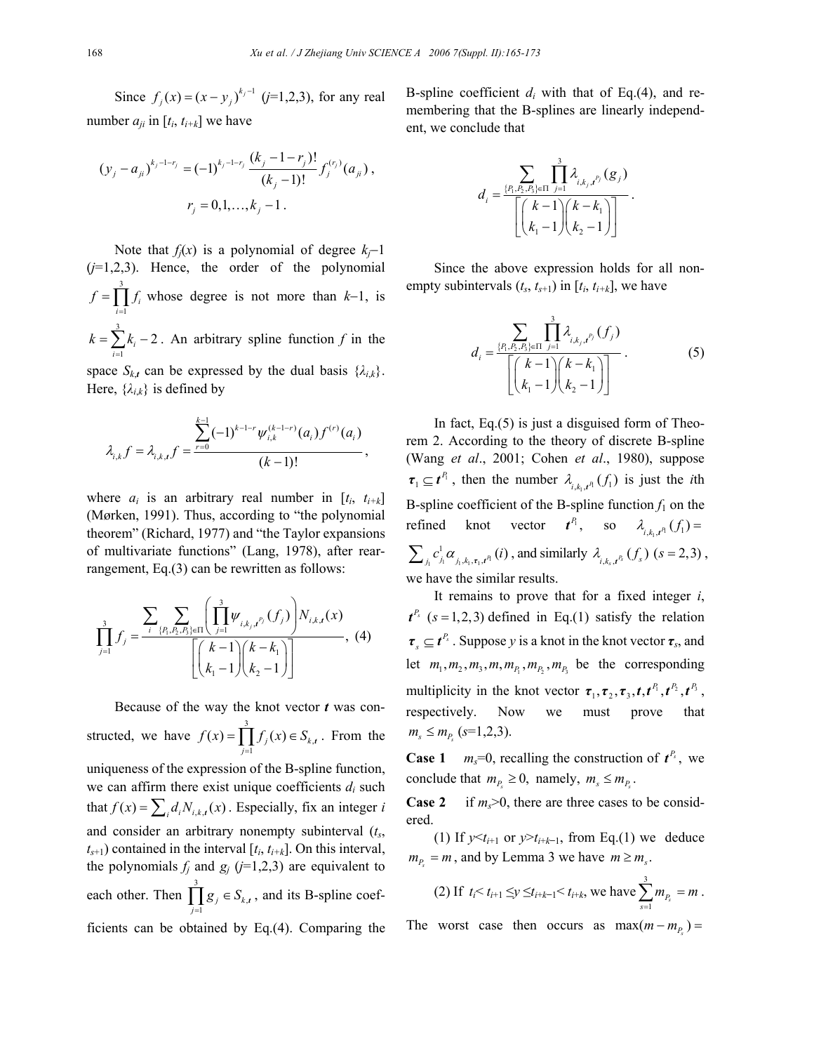Since $f_j(x) = (x - y_j)^{k_j - 1}$ ($j$=1,2,3), for any real number $a_{ji}$ in $[t_i, t_{i+k}]$ we have

$$(y_j - a_{ji})^{k_j - 1 - r_j} = (-1)^{k_j - 1 - r_j} \frac{(k_j - 1 - r_j)!}{(k_j - 1)!} f_j^{(r_j)}(a_{ji}),$$
$$r_j = 0, 1, \ldots, k_j - 1.$$

Note that $f_j(x)$ is a polynomial of degree $k_j-1$ ($j$=1,2,3). Hence, the order of the polynomial $f = \prod_{i=1}^{3} f_i$ whose degree is not more than $k-1$, is $k = \sum_{i=1}^{3} k_i - 2$. An arbitrary spline function $f$ in the space $S_{k,\boldsymbol{t}}$ can be expressed by the dual basis $\{\lambda_{i,k}\}$. Here, $\{\lambda_{i,k}\}$ is defined by

$$\lambda_{i,k} f = \lambda_{i,k,\boldsymbol{t}} f = \frac{\sum_{r=0}^{k-1} (-1)^{k-1-r} \psi_{i,k}^{(k-1-r)}(a_i) f^{(r)}(a_i)}{(k-1)!},$$

where $a_i$ is an arbitrary real number in $[t_i, t_{i+k}]$ (Mørken, 1991). Thus, according to "the polynomial theorem" (Richard, 1977) and "the Taylor expansions of multivariate functions" (Lang, 1978), after rearrangement, Eq.(3) can be rewritten as follows:

$$\prod_{j=1}^{3} f_j = \frac{\sum_i \sum_{\{P_1,P_2,P_3\}\in\Pi} \left( \prod_{j=1}^{3} \psi_{i,k_j,\boldsymbol{t}^{P_j}}(f_j) \right) N_{i,k,\boldsymbol{t}}(x)}{\left[ \binom{k-1}{k_1-1} \binom{k-k_1}{k_2-1} \right]}, \quad (4)$$

Because of the way the knot vector $\boldsymbol{t}$ was constructed, we have $f(x) = \prod_{j=1}^{3} f_j(x) \in S_{k,\boldsymbol{t}}$. From the uniqueness of the expression of the B-spline function, we can affirm there exist unique coefficients $d_i$ such that $f(x) = \sum_i d_i N_{i,k,\boldsymbol{t}}(x)$. Especially, fix an integer $i$ and consider an arbitrary nonempty subinterval $(t_s, t_{s+1})$ contained in the interval $[t_i, t_{i+k}]$. On this interval, the polynomials $f_j$ and $g_j$ ($j$=1,2,3) are equivalent to each other. Then $\prod_{j=1}^{3} g_j \in S_{k,\boldsymbol{t}}$, and its B-spline coefficients can be obtained by Eq.(4). Comparing the B-spline coefficient $d_i$ with that of Eq.(4), and remembering that the B-splines are linearly independent, we conclude that

$$d_i = \frac{\sum_{\{P_1,P_2,P_3\}\in\Pi} \prod_{j=1}^{3} \lambda_{i,k_j,\boldsymbol{t}^{P_j}}(g_j)}{\left[ \binom{k-1}{k_1-1} \binom{k-k_1}{k_2-1} \right]}.$$

Since the above expression holds for all nonempty subintervals $(t_s, t_{s+1})$ in $[t_i, t_{i+k}]$, we have

$$d_i = \frac{\sum_{\{P_1,P_2,P_3\}\in\Pi} \prod_{j=1}^{3} \lambda_{i,k_j,\boldsymbol{t}^{P_j}}(f_j)}{\left[ \binom{k-1}{k_1-1} \binom{k-k_1}{k_2-1} \right]}. \quad (5)$$

In fact, Eq.(5) is just a disguised form of Theorem 2. According to the theory of discrete B-spline (Wang *et al*., 2001; Cohen *et al*., 1980), suppose $\boldsymbol{\tau}_1 \subseteq \boldsymbol{t}^{P_1}$, then the number $\lambda_{i,k_1,\boldsymbol{t}^{P_1}}(f_1)$ is just the $i$th B-spline coefficient of the B-spline function $f_1$ on the refined knot vector $\boldsymbol{t}^{P_1}$, so $\lambda_{i,k_1,\boldsymbol{t}^{P_1}}(f_1) = \sum_{j_1} c_{j_1}^1 \alpha_{j_1,k_1,\boldsymbol{\tau}_1,\boldsymbol{t}^{P_1}}(i)$, and similarly $\lambda_{i,k_s,\boldsymbol{t}^{P_s}}(f_s)$ $(s=2,3)$, we have the similar results.

It remains to prove that for a fixed integer $i$, $\boldsymbol{t}^{P_s}$ $(s=1,2,3)$ defined in Eq.(1) satisfy the relation $\boldsymbol{\tau}_s \subseteq \boldsymbol{t}^{P_s}$. Suppose $y$ is a knot in the knot vector $\boldsymbol{\tau}_s$, and let $m_1, m_2, m_3, m, m_{P_1}, m_{P_2}, m_{P_3}$ be the corresponding multiplicity in the knot vector $\boldsymbol{\tau}_1, \boldsymbol{\tau}_2, \boldsymbol{\tau}_3, \boldsymbol{t}, \boldsymbol{t}^{P_1}, \boldsymbol{t}^{P_2}, \boldsymbol{t}^{P_3}$, respectively. Now we must prove that $m_s \le m_{P_s}$ ($s$=1,2,3).

**Case 1** $m_s$=0, recalling the construction of $\boldsymbol{t}^{P_s}$, we conclude that $m_{P_s} \ge 0$, namely, $m_s \le m_{P_s}$.

**Case 2** if $m_s$>0, there are three cases to be considered.

(1) If $y<t_{i+1}$ or $y>t_{i+k-1}$, from Eq.(1) we deduce $m_{P_s} = m$, and by Lemma 3 we have $m \ge m_s$.

(2) If $t_i < t_{i+1} \le y \le t_{i+k-1} < t_{i+k}$, we have $\sum_{s=1}^{3} m_{P_s} = m$. The worst case then occurs as $\max(m - m_{P_s}) =$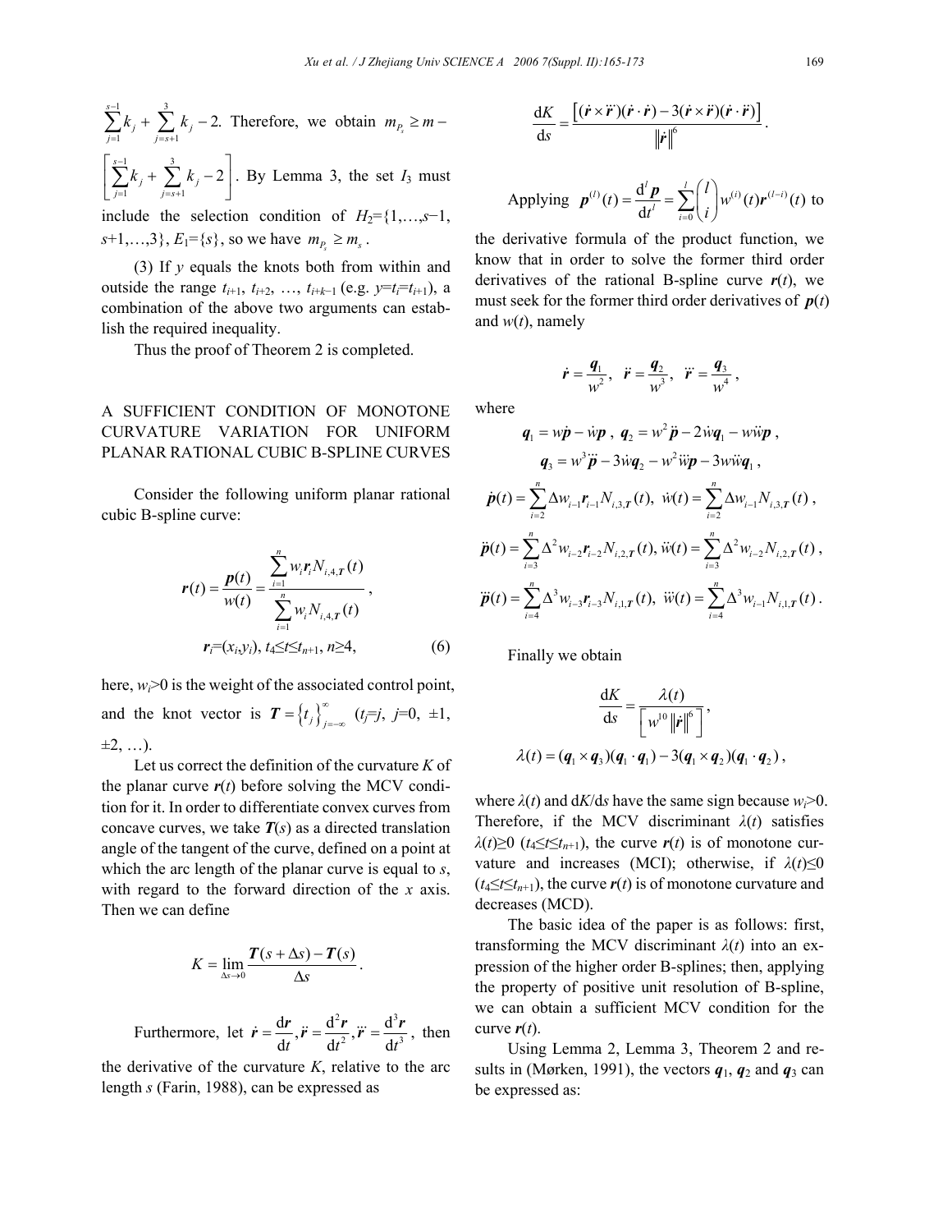$\sum_{j=1}^{s-1} k_j + \sum_{j=s+1}^{3} k_j - 2$. Therefore, we obtain $m_{P_s} \geq m - \left[\sum_{j=1}^{s-1} k_j + \sum_{j=s+1}^{3} k_j - 2\right]$. By Lemma 3, the set $I_3$ must include the selection condition of $H_2=\{1,\ldots,s-1, s+1,\ldots,3\}$, $E_1=\{s\}$, so we have $m_{P_s} \geq m_s$.

(3) If $y$ equals the knots both from within and outside the range $t_{i+1}, t_{i+2}, \ldots, t_{i+k-1}$ (e.g. $y=t_i=t_{i+1}$), a combination of the above two arguments can establish the required inequality.

Thus the proof of Theorem 2 is completed.

## A SUFFICIENT CONDITION OF MONOTONE CURVATURE VARIATION FOR UNIFORM PLANAR RATIONAL CUBIC B-SPLINE CURVES

Consider the following uniform planar rational cubic B-spline curve:

$$\boldsymbol{r}(t) = \frac{\boldsymbol{p}(t)}{w(t)} = \frac{\sum_{i=1}^{n} w_i \boldsymbol{r}_i N_{i,4,\boldsymbol{T}}(t)}{\sum_{i=1}^{n} w_i N_{i,4,\boldsymbol{T}}(t)},$$

$$\boldsymbol{r}_i=(x_i,y_i),\ t_4 \leq t \leq t_{n+1},\ n\geq 4, \tag{6}$$

here, $w_i>0$ is the weight of the associated control point, and the knot vector is $\boldsymbol{T}=\{t_j\}_{j=-\infty}^{\infty}$ ($t_j=j$, $j=0, \pm1, \pm2, \ldots$).

Let us correct the definition of the curvature $K$ of the planar curve $\boldsymbol{r}(t)$ before solving the MCV condition for it. In order to differentiate convex curves from concave curves, we take $\boldsymbol{T}(s)$ as a directed translation angle of the tangent of the curve, defined on a point at which the arc length of the planar curve is equal to $s$, with regard to the forward direction of the $x$ axis. Then we can define

$$K = \lim_{\Delta s \to 0} \frac{\boldsymbol{T}(s+\Delta s) - \boldsymbol{T}(s)}{\Delta s}.$$

Furthermore, let $\dot{\boldsymbol{r}} = \frac{\mathrm{d}\boldsymbol{r}}{\mathrm{d}t}, \ddot{\boldsymbol{r}} = \frac{\mathrm{d}^2\boldsymbol{r}}{\mathrm{d}t^2}, \dddot{\boldsymbol{r}} = \frac{\mathrm{d}^3\boldsymbol{r}}{\mathrm{d}t^3}$, then the derivative of the curvature $K$, relative to the arc length $s$ (Farin, 1988), can be expressed as

$$\frac{\mathrm{d}K}{\mathrm{d}s} = \frac{\left[(\dot{\boldsymbol{r}}\times\dddot{\boldsymbol{r}})(\dot{\boldsymbol{r}}\cdot\dot{\boldsymbol{r}}) - 3(\dot{\boldsymbol{r}}\times\ddot{\boldsymbol{r}})(\dot{\boldsymbol{r}}\cdot\ddot{\boldsymbol{r}})\right]}{\|\dot{\boldsymbol{r}}\|^6}.$$

Applying $\boldsymbol{p}^{(l)}(t) = \frac{\mathrm{d}^l \boldsymbol{p}}{\mathrm{d}t^l} = \sum_{i=0}^{l} \binom{l}{i} w^{(i)}(t) \boldsymbol{r}^{(l-i)}(t)$ to the derivative formula of the product function, we know that in order to solve the former third order derivatives of the rational B-spline curve $\boldsymbol{r}(t)$, we must seek for the former third order derivatives of $\boldsymbol{p}(t)$ and $w(t)$, namely

$$\dot{\boldsymbol{r}} = \frac{\boldsymbol{q}_1}{w^2},\quad \ddot{\boldsymbol{r}} = \frac{\boldsymbol{q}_2}{w^3},\quad \dddot{\boldsymbol{r}} = \frac{\boldsymbol{q}_3}{w^4},$$

where

$$\boldsymbol{q}_1 = w\dot{\boldsymbol{p}} - \dot{w}\boldsymbol{p},\ \boldsymbol{q}_2 = w^2\ddot{\boldsymbol{p}} - 2\dot{w}\boldsymbol{q}_1 - w\ddot{w}\boldsymbol{p},$$

$$\boldsymbol{q}_3 = w^3\dddot{\boldsymbol{p}} - 3\dot{w}\boldsymbol{q}_2 - w^2\dddot{w}\boldsymbol{p} - 3w\ddot{w}\boldsymbol{q}_1,$$

$$\dot{\boldsymbol{p}}(t) = \sum_{i=2}^{n} \Delta w_{i-1}\boldsymbol{r}_{i-1} N_{i,3,\boldsymbol{T}}(t),\ \dot{w}(t) = \sum_{i=2}^{n} \Delta w_{i-1} N_{i,3,\boldsymbol{T}}(t),$$

$$\ddot{\boldsymbol{p}}(t) = \sum_{i=3}^{n} \Delta^2 w_{i-2}\boldsymbol{r}_{i-2} N_{i,2,\boldsymbol{T}}(t),\ \ddot{w}(t) = \sum_{i=3}^{n} \Delta^2 w_{i-2} N_{i,2,\boldsymbol{T}}(t),$$

$$\dddot{\boldsymbol{p}}(t) = \sum_{i=4}^{n} \Delta^3 w_{i-3}\boldsymbol{r}_{i-3} N_{i,1,\boldsymbol{T}}(t),\ \dddot{w}(t) = \sum_{i=4}^{n} \Delta^3 w_{i-1} N_{i,1,\boldsymbol{T}}(t).$$

Finally we obtain

$$\frac{\mathrm{d}K}{\mathrm{d}s} = \frac{\lambda(t)}{\left[w^{10}\|\dot{\boldsymbol{r}}\|^6\right]},$$

$$\lambda(t) = (\boldsymbol{q}_1\times\boldsymbol{q}_3)(\boldsymbol{q}_1\cdot\boldsymbol{q}_1) - 3(\boldsymbol{q}_1\times\boldsymbol{q}_2)(\boldsymbol{q}_1\cdot\boldsymbol{q}_2),$$

where $\lambda(t)$ and $\mathrm{d}K/\mathrm{d}s$ have the same sign because $w_i>0$. Therefore, if the MCV discriminant $\lambda(t)$ satisfies $\lambda(t)\geq 0$ ($t_4\leq t\leq t_{n+1}$), the curve $\boldsymbol{r}(t)$ is of monotone curvature and increases (MCI); otherwise, if $\lambda(t)\leq 0$ ($t_4\leq t\leq t_{n+1}$), the curve $\boldsymbol{r}(t)$ is of monotone curvature and decreases (MCD).

The basic idea of the paper is as follows: first, transforming the MCV discriminant $\lambda(t)$ into an expression of the higher order B-splines; then, applying the property of positive unit resolution of B-spline, we can obtain a sufficient MCV condition for the curve $\boldsymbol{r}(t)$.

Using Lemma 2, Lemma 3, Theorem 2 and results in (Mørken, 1991), the vectors $\boldsymbol{q}_1$, $\boldsymbol{q}_2$ and $\boldsymbol{q}_3$ can be expressed as: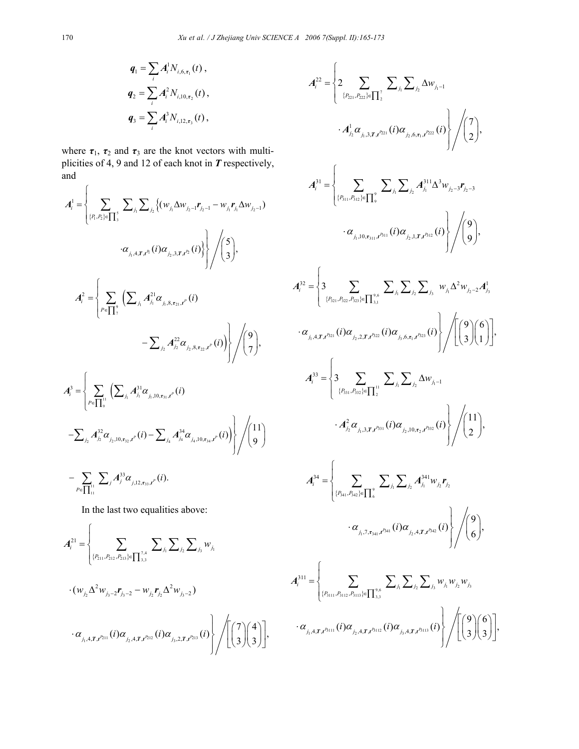$$\boldsymbol{q}_1 = \sum_i \boldsymbol{A}_i^1 N_{i,6,\boldsymbol{\tau}_1}(t),$$

$$\boldsymbol{q}_2 = \sum_i \boldsymbol{A}_i^2 N_{i,10,\boldsymbol{\tau}_2}(t),$$

$$\boldsymbol{q}_3 = \sum_i \boldsymbol{A}_i^3 N_{i,12,\boldsymbol{\tau}_3}(t),$$

where $\boldsymbol{\tau}_1$, $\boldsymbol{\tau}_2$ and $\boldsymbol{\tau}_3$ are the knot vectors with multiplicities of 4, 9 and 12 of each knot in $\boldsymbol{T}$ respectively, and

$$\boldsymbol{A}_i^1 = \left\{ \sum_{\{P_1,P_2\}\in\prod_3^5} \sum_{j_1}\sum_{j_2} \left\{(w_{j_1}\Delta w_{j_2-1}\boldsymbol{r}_{j_2-1} - w_{j_1}\boldsymbol{r}_{j_1}\Delta w_{j_2-1}) \cdot \alpha_{j_1,4,\boldsymbol{T},\boldsymbol{t}^{P_1}}(i)\alpha_{j_2,3,\boldsymbol{T},\boldsymbol{t}^{P_2}}(i)\right\}\right\} \Bigg/ \binom{5}{3},$$

$$\boldsymbol{A}_i^2 = \left\{ \sum_{P\in\prod_7^9} \left(\sum_{j_1} \boldsymbol{A}_{j_1}^{21}\alpha_{j_1,8,\boldsymbol{\tau}_{21},\boldsymbol{t}^P}(i) - \sum_{j_2} \boldsymbol{A}_{j_2}^{22}\alpha_{j_2,8,\boldsymbol{\tau}_{22},\boldsymbol{t}^P}(i)\right)\right\} \Bigg/ \binom{9}{7},$$

$$\boldsymbol{A}_i^3 = \left\{ \sum_{P\in\prod_9^{11}} \left(\sum_{j_1} \boldsymbol{A}_{j_1}^{31}\alpha_{j_1,10,\boldsymbol{\tau}_{31},\boldsymbol{t}^P}(i) - \sum_{j_2} \boldsymbol{A}_{j_2}^{32}\alpha_{j_2,10,\boldsymbol{\tau}_{32},\boldsymbol{t}^P}(i) - \sum_{j_4} \boldsymbol{A}_{j_4}^{34}\alpha_{j_4,10,\boldsymbol{\tau}_{34},\boldsymbol{t}^P}(i)\right)\right\} \Bigg/ \binom{11}{9}$$

$$- \sum_{P\in\prod_{11}^{11}} \sum_j \boldsymbol{A}_j^{33}\alpha_{j,12,\boldsymbol{\tau}_{33},\boldsymbol{t}^P}(i).$$

In the last two equalities above:

$$\boldsymbol{A}_i^{21} = \left\{ \sum_{\{P_{211},P_{212},P_{213}\}\in\prod_{3,3}^{7,4}} \sum_{j_1}\sum_{j_2}\sum_{j_3} w_{j_1} \cdot (w_{j_2}\Delta^2 w_{j_3-2}\boldsymbol{r}_{j_3-2} - w_{j_2}\boldsymbol{r}_{j_2}\Delta^2 w_{j_3-2}) \cdot \alpha_{j_1,4,\boldsymbol{T},\boldsymbol{t}^{P_{211}}}(i)\alpha_{j_2,4,\boldsymbol{T},\boldsymbol{t}^{P_{212}}}(i)\alpha_{j_3,2,\boldsymbol{T},\boldsymbol{t}^{P_{213}}}(i)\right\} \Bigg/ \left[\binom{7}{3}\binom{4}{3}\right],$$

$$\boldsymbol{A}_i^{22} = \left\{ 2\sum_{\{P_{221},P_{222}\}\in\prod_2^7} \sum_{j_1}\sum_{j_2} \Delta w_{j_1-1} \cdot \boldsymbol{A}_{j_2}^1 \alpha_{j_1,3,\boldsymbol{T},\boldsymbol{t}^{P_{221}}}(i)\alpha_{j_2,6,\boldsymbol{\tau}_1,\boldsymbol{t}^{P_{222}}}(i)\right\} \Bigg/ \binom{7}{2},$$

$$\boldsymbol{A}_i^{31} = \left\{ \sum_{\{P_{311},P_{312}\}\in\prod_9^9} \sum_{j_1}\sum_{j_2} \boldsymbol{A}_{j_1}^{311}\Delta^3 w_{j_2-3}\boldsymbol{r}_{j_2-3} \cdot \alpha_{j_1,10,\boldsymbol{\tau}_{311},\boldsymbol{t}^{P_{311}}}(i)\alpha_{j_2,1,\boldsymbol{T},\boldsymbol{t}^{P_{312}}}(i)\right\} \Bigg/ \binom{9}{9},$$

$$\boldsymbol{A}_i^{32} = \left\{ 3\sum_{\{P_{321},P_{322},P_{323}\}\in\prod_{3,1}^{9,6}} \sum_{j_1}\sum_{j_2}\sum_{j_3} w_{j_1}\Delta^2 w_{j_2-2}\boldsymbol{A}_{j_3}^1 \cdot \alpha_{j_1,4,\boldsymbol{T},\boldsymbol{t}^{P_{321}}}(i)\alpha_{j_2,2,\boldsymbol{T},\boldsymbol{t}^{P_{322}}}(i)\alpha_{j_3,6,\boldsymbol{\tau}_1,\boldsymbol{t}^{P_{323}}}(i)\right\} \Bigg/ \left[\binom{9}{3}\binom{6}{1}\right],$$

$$\boldsymbol{A}_i^{33} = \left\{ 3\sum_{\{P_{331},P_{332}\}\in\prod_2^{11}} \sum_{j_1}\sum_{j_2} \Delta w_{j_1-1} \cdot \boldsymbol{A}_{j_2}^2 \alpha_{j_1,3,\boldsymbol{T},\boldsymbol{t}^{P_{331}}}(i)\alpha_{j_2,10,\boldsymbol{\tau}_2,\boldsymbol{t}^{P_{332}}}(i)\right\} \Bigg/ \binom{11}{2},$$

$$\boldsymbol{A}_i^{34} = \left\{ \sum_{\{P_{341},P_{342}\}\in\prod_6^9} \sum_{j_1}\sum_{j_2} \boldsymbol{A}_{j_1}^{341} w_{j_2}\boldsymbol{r}_{j_2} \cdot \alpha_{j_1,7,\boldsymbol{\tau}_{341},\boldsymbol{t}^{P_{341}}}(i)\alpha_{j_2,4,\boldsymbol{T},\boldsymbol{t}^{P_{342}}}(i)\right\} \Bigg/ \binom{9}{6},$$

$$\boldsymbol{A}_i^{311} = \left\{ \sum_{\{P_{3111},P_{3112},P_{3113}\}\in\prod_{3,3}^{9,6}} \sum_{j_1}\sum_{j_2}\sum_{j_3} w_{j_1}w_{j_2}w_{j_3} \cdot \alpha_{j_1,4,\boldsymbol{T},\boldsymbol{t}^{P_{3111}}}(i)\alpha_{j_2,4,\boldsymbol{T},\boldsymbol{t}^{P_{3112}}}(i)\alpha_{j_3,4,\boldsymbol{T},\boldsymbol{t}^{P_{3113}}}(i)\right\} \Bigg/ \left[\binom{9}{3}\binom{6}{3}\right],$$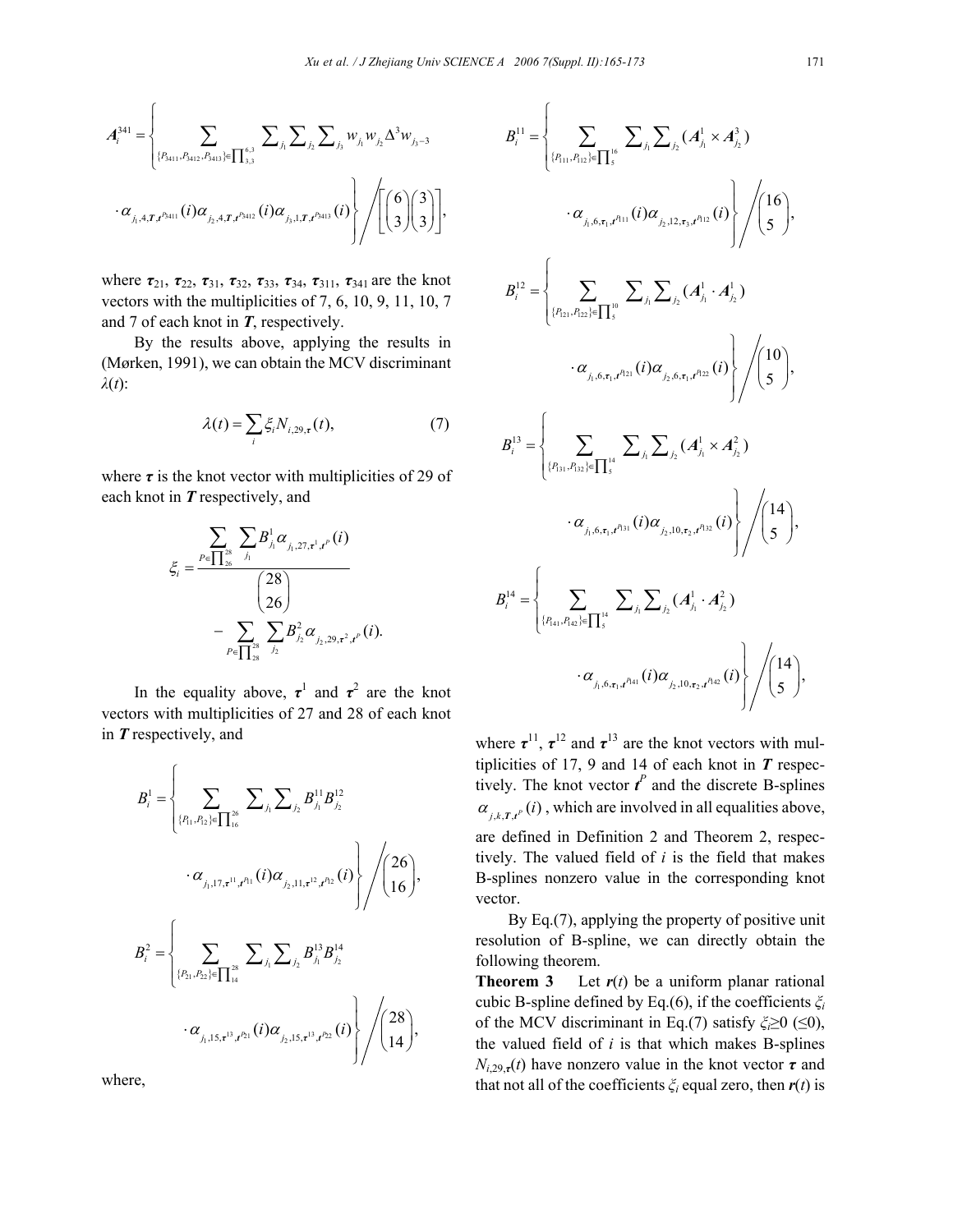$$A_i^{341} = \left\{ \sum_{\{P_{3411}, P_{3412}, P_{3413}\} \in \prod_{3,3}^{6,3}} \sum_{j_1} \sum_{j_2} \sum_{j_3} w_{j_1} w_{j_2} \Delta^3 w_{j_3 - 3} \cdot \alpha_{j_1, 4, \boldsymbol{T}, \boldsymbol{t}^{P_{3411}}}(i) \alpha_{j_2, 4, \boldsymbol{T}, \boldsymbol{t}^{P_{3412}}}(i) \alpha_{j_3, 1, \boldsymbol{T}, \boldsymbol{t}^{P_{3413}}}(i) \right\} \Big/ \left[ \binom{6}{3} \binom{3}{3} \right],$$

where $\boldsymbol{\tau}_{21}$, $\boldsymbol{\tau}_{22}$, $\boldsymbol{\tau}_{31}$, $\boldsymbol{\tau}_{32}$, $\boldsymbol{\tau}_{33}$, $\boldsymbol{\tau}_{34}$, $\boldsymbol{\tau}_{311}$, $\boldsymbol{\tau}_{341}$ are the knot vectors with the multiplicities of 7, 6, 10, 9, 11, 10, 7 and 7 of each knot in $\boldsymbol{T}$, respectively.

By the results above, applying the results in (Mørken, 1991), we can obtain the MCV discriminant $\lambda(t)$:

$$\lambda(t) = \sum_i \xi_i N_{i,29,\boldsymbol{\tau}}(t), \tag{7}$$

where $\boldsymbol{\tau}$ is the knot vector with multiplicities of 29 of each knot in $\boldsymbol{T}$ respectively, and

$$\xi_i = \frac{\sum_{P \in \prod_{26}^{28}} \sum_{j_1} B_{j_1}^1 \alpha_{j_1, 27, \boldsymbol{\tau}^1, \boldsymbol{t}^P}(i)}{\binom{28}{26}} - \sum_{P \in \prod_{28}^{28}} \sum_{j_2} B_{j_2}^2 \alpha_{j_2, 29, \boldsymbol{\tau}^2, \boldsymbol{t}^P}(i).$$

In the equality above, $\boldsymbol{\tau}^1$ and $\boldsymbol{\tau}^2$ are the knot vectors with multiplicities of 27 and 28 of each knot in $\boldsymbol{T}$ respectively, and

$$B_i^1 = \left\{ \sum_{\{P_{11}, P_{12}\} \in \prod_{16}^{26}} \sum_{j_1} \sum_{j_2} B_{j_1}^{11} B_{j_2}^{12} \cdot \alpha_{j_1, 17, \boldsymbol{\tau}^{11}, \boldsymbol{t}^{P_{11}}}(i) \alpha_{j_2, 11, \boldsymbol{\tau}^{12}, \boldsymbol{t}^{P_{12}}}(i) \right\} \Big/ \binom{26}{16},$$

$$B_i^2 = \left\{ \sum_{\{P_{21}, P_{22}\} \in \prod_{14}^{28}} \sum_{j_1} \sum_{j_2} B_{j_1}^{13} B_{j_2}^{14} \cdot \alpha_{j_1, 15, \boldsymbol{\tau}^{13}, \boldsymbol{t}^{P_{21}}}(i) \alpha_{j_2, 15, \boldsymbol{\tau}^{13}, \boldsymbol{t}^{P_{22}}}(i) \right\} \Big/ \binom{28}{14},$$

where,

$$B_i^{11} = \left\{ \sum_{\{P_{111}, P_{112}\} \in \prod_{5}^{16}} \sum_{j_1} \sum_{j_2} (\boldsymbol{A}_{j_1}^1 \times \boldsymbol{A}_{j_2}^3) \cdot \alpha_{j_1, 6, \boldsymbol{\tau}_1, \boldsymbol{t}^{P_{111}}}(i) \alpha_{j_2, 12, \boldsymbol{\tau}_3, \boldsymbol{t}^{P_{112}}}(i) \right\} \Big/ \binom{16}{5},$$

$$B_i^{12} = \left\{ \sum_{\{P_{121}, P_{122}\} \in \prod_{5}^{10}} \sum_{j_1} \sum_{j_2} (\boldsymbol{A}_{j_1}^1 \cdot \boldsymbol{A}_{j_2}^1) \cdot \alpha_{j_1, 6, \boldsymbol{\tau}_1, \boldsymbol{t}^{P_{121}}}(i) \alpha_{j_2, 6, \boldsymbol{\tau}_1, \boldsymbol{t}^{P_{122}}}(i) \right\} \Big/ \binom{10}{5},$$

$$B_i^{13} = \left\{ \sum_{\{P_{131}, P_{132}\} \in \prod_{5}^{14}} \sum_{j_1} \sum_{j_2} (\boldsymbol{A}_{j_1}^1 \times \boldsymbol{A}_{j_2}^2) \cdot \alpha_{j_1, 6, \boldsymbol{\tau}_1, \boldsymbol{t}^{P_{131}}}(i) \alpha_{j_2, 10, \boldsymbol{\tau}_2, \boldsymbol{t}^{P_{132}}}(i) \right\} \Big/ \binom{14}{5},$$

$$B_i^{14} = \left\{ \sum_{\{P_{141}, P_{142}\} \in \prod_{5}^{14}} \sum_{j_1} \sum_{j_2} (\boldsymbol{A}_{j_1}^1 \cdot \boldsymbol{A}_{j_2}^2) \cdot \alpha_{j_1, 6, \boldsymbol{\tau}_1, \boldsymbol{t}^{P_{141}}}(i) \alpha_{j_2, 10, \boldsymbol{\tau}_2, \boldsymbol{t}^{P_{142}}}(i) \right\} \Big/ \binom{14}{5},$$

where $\boldsymbol{\tau}^{11}$, $\boldsymbol{\tau}^{12}$ and $\boldsymbol{\tau}^{13}$ are the knot vectors with multiplicities of 17, 9 and 14 of each knot in $\boldsymbol{T}$ respectively. The knot vector $\boldsymbol{t}^P$ and the discrete B-splines $\alpha_{j,k,\boldsymbol{T},\boldsymbol{t}^P}(i)$, which are involved in all equalities above, are defined in Definition 2 and Theorem 2, respectively. The valued field of $i$ is the field that makes B-splines nonzero value in the corresponding knot vector.

By Eq.(7), applying the property of positive unit resolution of B-spline, we can directly obtain the following theorem.

**Theorem 3** Let $\boldsymbol{r}(t)$ be a uniform planar rational cubic B-spline defined by Eq.(6), if the coefficients $\xi_i$ of the MCV discriminant in Eq.(7) satisfy $\xi_i \geq 0$ ($\leq 0$), the valued field of $i$ is that which makes B-splines $N_{i,29,\boldsymbol{\tau}}(t)$ have nonzero value in the knot vector $\boldsymbol{\tau}$ and that not all of the coefficients $\xi_i$ equal zero, then $\boldsymbol{r}(t)$ is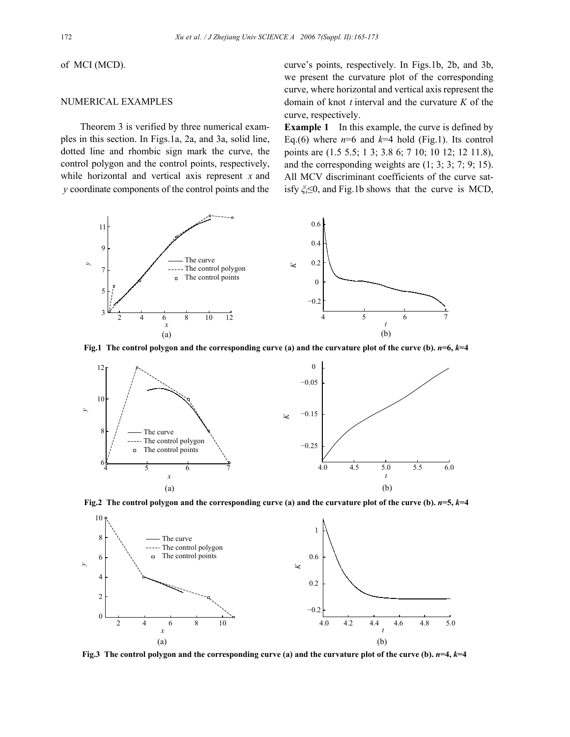of MCI (MCD).

## NUMERICAL EXAMPLES

Theorem 3 is verified by three numerical examples in this section. In Figs.1a, 2a, and 3a, solid line, dotted line and rhombic sign mark the curve, the control polygon and the control points, respectively, while horizontal and vertical axis represent $x$ and $y$ coordinate components of the control points and the curve's points, respectively. In Figs.1b, 2b, and 3b, we present the curvature plot of the corresponding curve, where horizontal and vertical axis represent the domain of knot $t$ interval and the curvature $K$ of the curve, respectively.

**Example 1** In this example, the curve is defined by Eq.(6) where $n$=6 and $k$=4 hold (Fig.1). Its control points are (1.5 5.5; 1 3; 3.8 6; 7 10; 10 12; 12 11.8), and the corresponding weights are (1; 3; 3; 7; 9; 15). All MCV discriminant coefficients of the curve satisfy $\xi_i \leq 0$, and Fig.1b shows that the curve is MCD,

**Fig.1 The control polygon and the corresponding curve (a) and the curvature plot of the curve (b). $n$=6, $k$=4**

**Fig.2 The control polygon and the corresponding curve (a) and the curvature plot of the curve (b). $n$=5, $k$=4**

**Fig.3 The control polygon and the corresponding curve (a) and the curvature plot of the curve (b). $n$=4, $k$=4**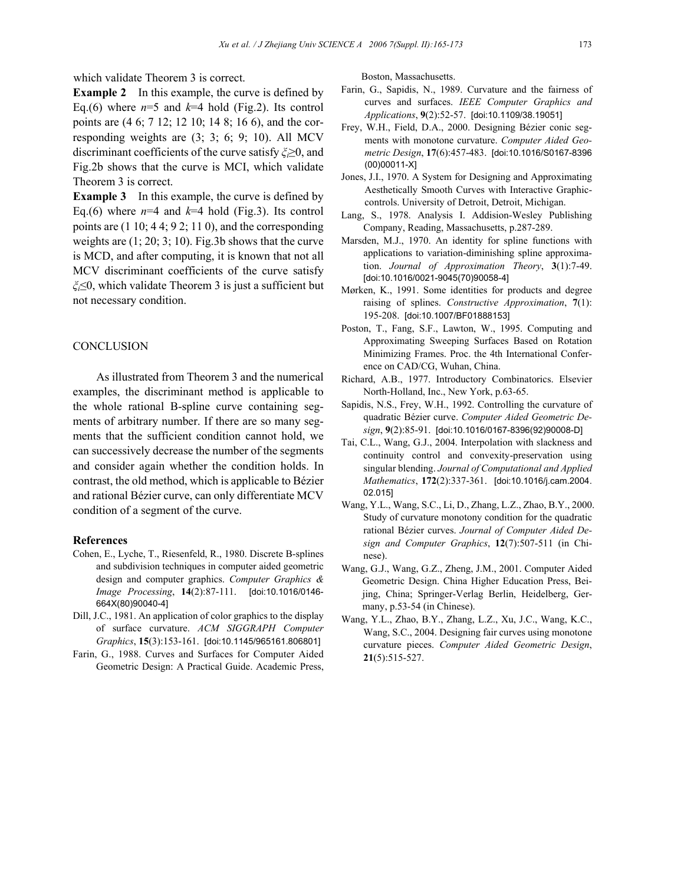which validate Theorem 3 is correct.

**Example 2** In this example, the curve is defined by Eq.(6) where $n$=5 and $k$=4 hold (Fig.2). Its control points are (4 6; 7 12; 12 10; 14 8; 16 6), and the corresponding weights are (3; 3; 6; 9; 10). All MCV discriminant coefficients of the curve satisfy $\xi_i \geq 0$, and Fig.2b shows that the curve is MCI, which validate Theorem 3 is correct.

**Example 3** In this example, the curve is defined by Eq.(6) where $n$=4 and $k$=4 hold (Fig.3). Its control points are (1 10; 4 4; 9 2; 11 0), and the corresponding weights are (1; 20; 3; 10). Fig.3b shows that the curve is MCD, and after computing, it is known that not all MCV discriminant coefficients of the curve satisfy $\xi_i \leq 0$, which validate Theorem 3 is just a sufficient but not necessary condition.

## CONCLUSION

As illustrated from Theorem 3 and the numerical examples, the discriminant method is applicable to the whole rational B-spline curve containing segments of arbitrary number. If there are so many segments that the sufficient condition cannot hold, we can successively decrease the number of the segments and consider again whether the condition holds. In contrast, the old method, which is applicable to Bézier and rational Bézier curve, can only differentiate MCV condition of a segment of the curve.

## References

Cohen, E., Lyche, T., Riesenfeld, R., 1980. Discrete B-splines and subdivision techniques in computer aided geometric design and computer graphics. *Computer Graphics & Image Processing*, **14**(2):87-111. [doi:10.1016/0146-664X(80)90040-4]

Dill, J.C., 1981. An application of color graphics to the display of surface curvature. *ACM SIGGRAPH Computer Graphics*, **15**(3):153-161. [doi:10.1145/965161.806801]

Farin, G., 1988. Curves and Surfaces for Computer Aided Geometric Design: A Practical Guide. Academic Press, Boston, Massachusetts.

Farin, G., Sapidis, N., 1989. Curvature and the fairness of curves and surfaces. *IEEE Computer Graphics and Applications*, **9**(2):52-57. [doi:10.1109/38.19051]

Frey, W.H., Field, D.A., 2000. Designing Bézier conic segments with monotone curvature. *Computer Aided Geometric Design*, **17**(6):457-483. [doi:10.1016/S0167-8396(00)00011-X]

Jones, J.I., 1970. A System for Designing and Approximating Aesthetically Smooth Curves with Interactive Graphic-controls. University of Detroit, Detroit, Michigan.

Lang, S., 1978. Analysis I. Addision-Wesley Publishing Company, Reading, Massachusetts, p.287-289.

Marsden, M.J., 1970. An identity for spline functions with applications to variation-diminishing spline approximation. *Journal of Approximation Theory*, **3**(1):7-49. [doi:10.1016/0021-9045(70)90058-4]

Mørken, K., 1991. Some identities for products and degree raising of splines. *Constructive Approximation*, **7**(1): 195-208. [doi:10.1007/BF01888153]

Poston, T., Fang, S.F., Lawton, W., 1995. Computing and Approximating Sweeping Surfaces Based on Rotation Minimizing Frames. Proc. the 4th International Conference on CAD/CG, Wuhan, China.

Richard, A.B., 1977. Introductory Combinatorics. Elsevier North-Holland, Inc., New York, p.63-65.

Sapidis, N.S., Frey, W.H., 1992. Controlling the curvature of quadratic Bézier curve. *Computer Aided Geometric Design*, **9**(2):85-91. [doi:10.1016/0167-8396(92)90008-D]

Tai, C.L., Wang, G.J., 2004. Interpolation with slackness and continuity control and convexity-preservation using singular blending. *Journal of Computational and Applied Mathematics*, **172**(2):337-361. [doi:10.1016/j.cam.2004.02.015]

Wang, Y.L., Wang, S.C., Li, D., Zhang, L.Z., Zhao, B.Y., 2000. Study of curvature monotony condition for the quadratic rational Bézier curves. *Journal of Computer Aided Design and Computer Graphics*, **12**(7):507-511 (in Chinese).

Wang, G.J., Wang, G.Z., Zheng, J.M., 2001. Computer Aided Geometric Design. China Higher Education Press, Beijing, China; Springer-Verlag Berlin, Heidelberg, Germany, p.53-54 (in Chinese).

Wang, Y.L., Zhao, B.Y., Zhang, L.Z., Xu, J.C., Wang, K.C., Wang, S.C., 2004. Designing fair curves using monotone curvature pieces. *Computer Aided Geometric Design*, **21**(5):515-527.